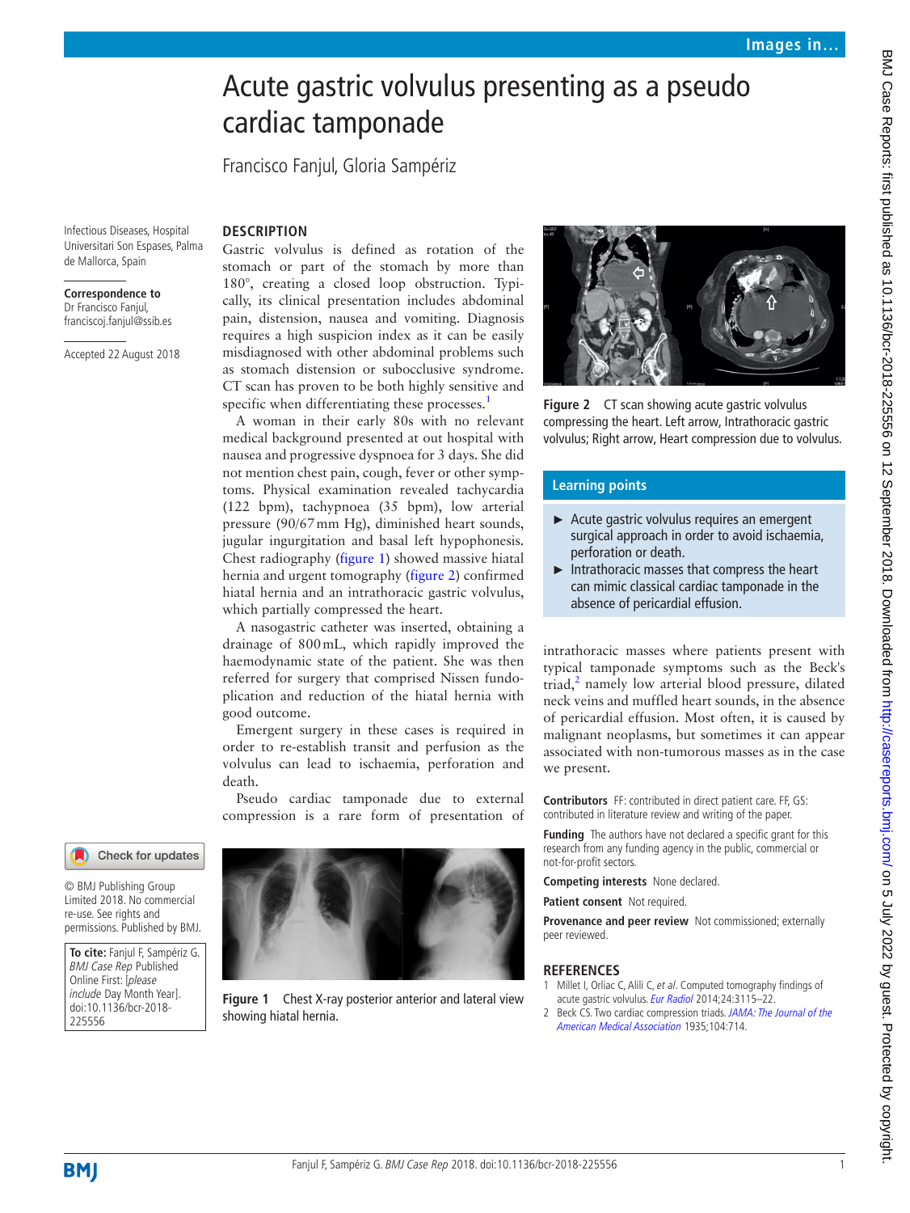Images in...

# Acute gastric volvulus presenting as a pseudo cardiac tamponade

Francisco Fanjul, Gloria Sampériz

Infectious Diseases, Hospital Universitari Son Espases, Palma de Mallorca, Spain

**Correspondence to**
Dr Francisco Fanjul, franciscoj.fanjul@ssib.es

Accepted 22 August 2018

## DESCRIPTION

Gastric volvulus is defined as rotation of the stomach or part of the stomach by more than 180°, creating a closed loop obstruction. Typically, its clinical presentation includes abdominal pain, distension, nausea and vomiting. Diagnosis requires a high suspicion index as it can be easily misdiagnosed with other abdominal problems such as stomach distension or subocclusive syndrome. CT scan has proven to be both highly sensitive and specific when differentiating these processes.[1]

A woman in their early 80s with no relevant medical background presented at out hospital with nausea and progressive dyspnoea for 3 days. She did not mention chest pain, cough, fever or other symptoms. Physical examination revealed tachycardia (122 bpm), tachypnoea (35 bpm), low arterial pressure (90/67 mm Hg), diminished heart sounds, jugular ingurgitation and basal left hypophonesis. Chest radiography (figure 1) showed massive hiatal hernia and urgent tomography (figure 2) confirmed hiatal hernia and an intrathoracic gastric volvulus, which partially compressed the heart.

A nasogastric catheter was inserted, obtaining a drainage of 800 mL, which rapidly improved the haemodynamic state of the patient. She was then referred for surgery that comprised Nissen fundoplication and reduction of the hiatal hernia with good outcome.

Emergent surgery in these cases is required in order to re-establish transit and perfusion as the volvulus can lead to ischaemia, perforation and death.

Pseudo cardiac tamponade due to external compression is a rare form of presentation of intrathoracic masses where patients present with typical tamponade symptoms such as the Beck's triad,[2] namely low arterial blood pressure, dilated neck veins and muffled heart sounds, in the absence of pericardial effusion. Most often, it is caused by malignant neoplasms, but sometimes it can appear associated with non-tumorous masses as in the case we present.

Figure 1 Chest X-ray posterior anterior and lateral view showing hiatal hernia.

Figure 2 CT scan showing acute gastric volvulus compressing the heart. Left arrow, Intrathoracic gastric volvulus; Right arrow, Heart compression due to volvulus.

## Learning points

- Acute gastric volvulus requires an emergent surgical approach in order to avoid ischaemia, perforation or death.
- Intrathoracic masses that compress the heart can mimic classical cardiac tamponade in the absence of pericardial effusion.

**Contributors** FF: contributed in direct patient care. FF, GS: contributed in literature review and writing of the paper.

**Funding** The authors have not declared a specific grant for this research from any funding agency in the public, commercial or not-for-profit sectors.

**Competing interests** None declared.

**Patient consent** Not required.

**Provenance and peer review** Not commissioned; externally peer reviewed.

© BMJ Publishing Group Limited 2018. No commercial re-use. See rights and permissions. Published by BMJ.

**To cite:** Fanjul F, Sampériz G. *BMJ Case Rep* Published Online First: [*please include* Day Month Year]. doi:10.1136/bcr-2018-225556

## REFERENCES

1. Millet I, Orliac C, Alili C, *et al*. Computed tomography findings of acute gastric volvulus. *Eur Radiol* 2014;24:3115–22.
2. Beck CS. Two cardiac compression triads. *JAMA: The Journal of the American Medical Association* 1935;104:714.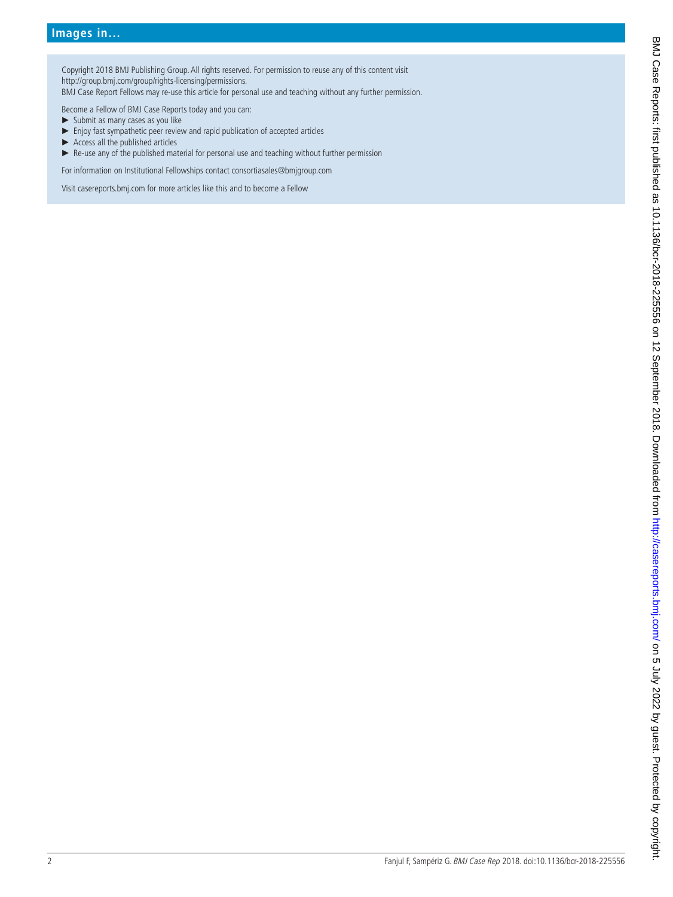Copyright 2018 BMJ Publishing Group. All rights reserved. For permission to reuse any of this content visit http://group.bmj.com/group/rights-licensing/permissions.
BMJ Case Report Fellows may re-use this article for personal use and teaching without any further permission.

Become a Fellow of BMJ Case Reports today and you can:

- Submit as many cases as you like
- Enjoy fast sympathetic peer review and rapid publication of accepted articles
- Access all the published articles
- Re-use any of the published material for personal use and teaching without further permission

For information on Institutional Fellowships contact consortiasales@bmjgroup.com

Visit casereports.bmj.com for more articles like this and to become a Fellow